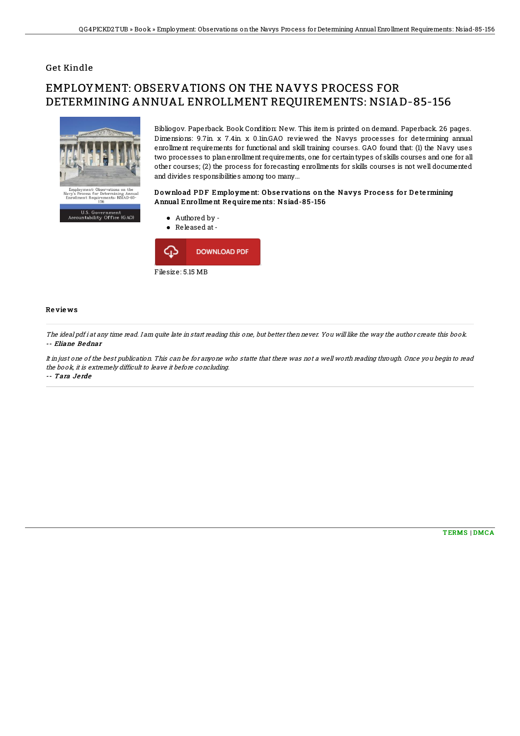## Get Kindle

# EMPLOYMENT: OBSERVATIONS ON THE NAVYS PROCESS FOR DETERMINING ANNUAL ENROLLMENT REQUIREMENTS: NSIAD-85-156

Bibliogov. Paperback. Book Condition: New. This item is printed on demand. Paperback. 26 pages. Dimensions: 9.7in. x 7.4in. x 0.1in.GAO reviewed the Navys processes for determining annual enrollment requirements for functional and skill training courses. GAO found that: (1) the Navy uses two processes to plan enrollment requirements, one for certain types of skills courses and one for all other courses; (2) the process for forecasting enrollments for skills courses is not well documented and divides responsibilities among too many...

### Download PDF Employment: Observations on the Navys Process for Determining Annual Enrollment Requirements: Nsiad-85-156

- Authored by -
- Released at -

Filesize: 5.15 MB

## Reviews

*The ideal pdf i at any time read. I am quite late in start reading this one, but better then never. You will like the way the author create this book.*
-- ***Eliane Bednar***

*It in just one of the best publication. This can be for anyone who statte that there was not a well worth reading through. Once you begin to read the book, it is extremely difficult to leave it before concluding.*
-- ***Tara Jerde***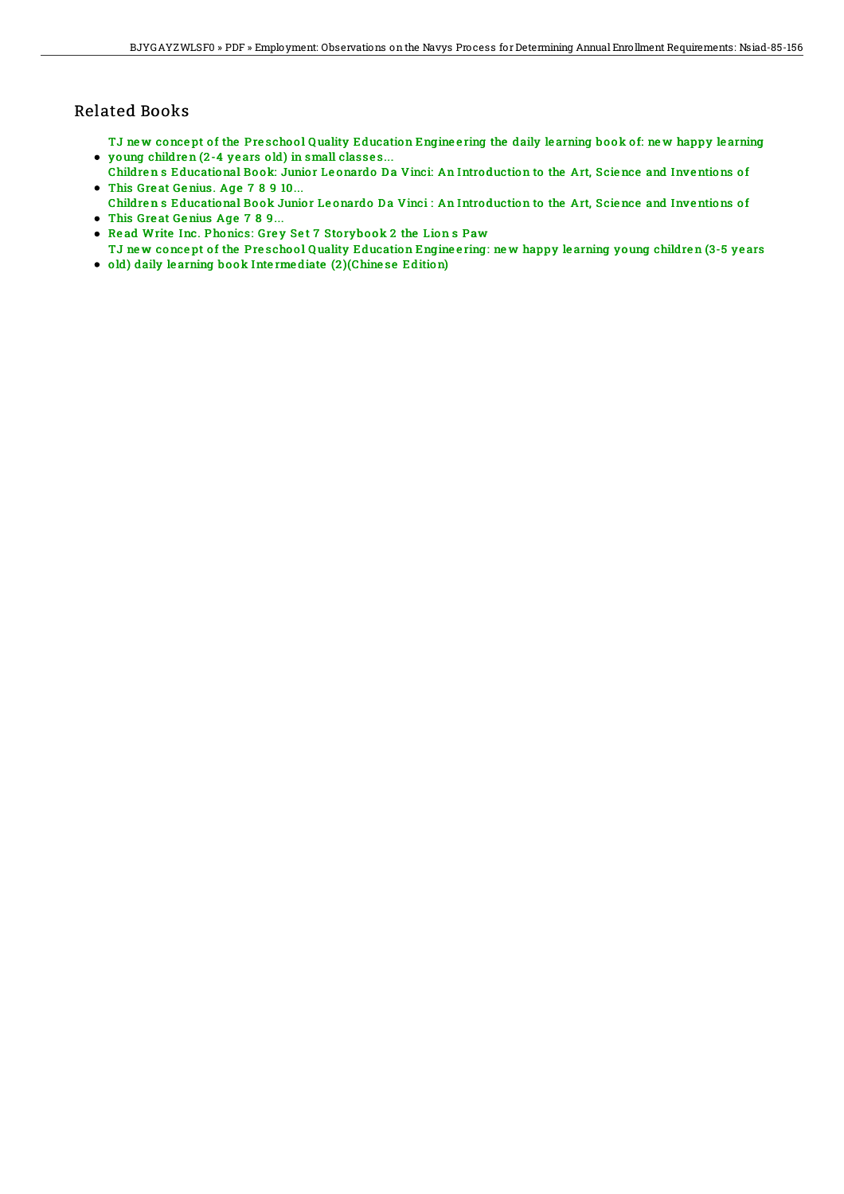## Related Books

- TJ new concept of the Preschool Quality Education Engineering the daily learning book of: new happy learning young children (2-4 years old) in small classes...
- Children s Educational Book: Junior Leonardo Da Vinci: An Introduction to the Art, Science and Inventions of This Great Genius. Age 7 8 9 10...
- Children s Educational Book Junior Leonardo Da Vinci : An Introduction to the Art, Science and Inventions of This Great Genius Age 7 8 9...
- Read Write Inc. Phonics: Grey Set 7 Storybook 2 the Lion s Paw
- TJ new concept of the Preschool Quality Education Engineering: new happy learning young children (3-5 years old) daily learning book Intermediate (2)(Chinese Edition)